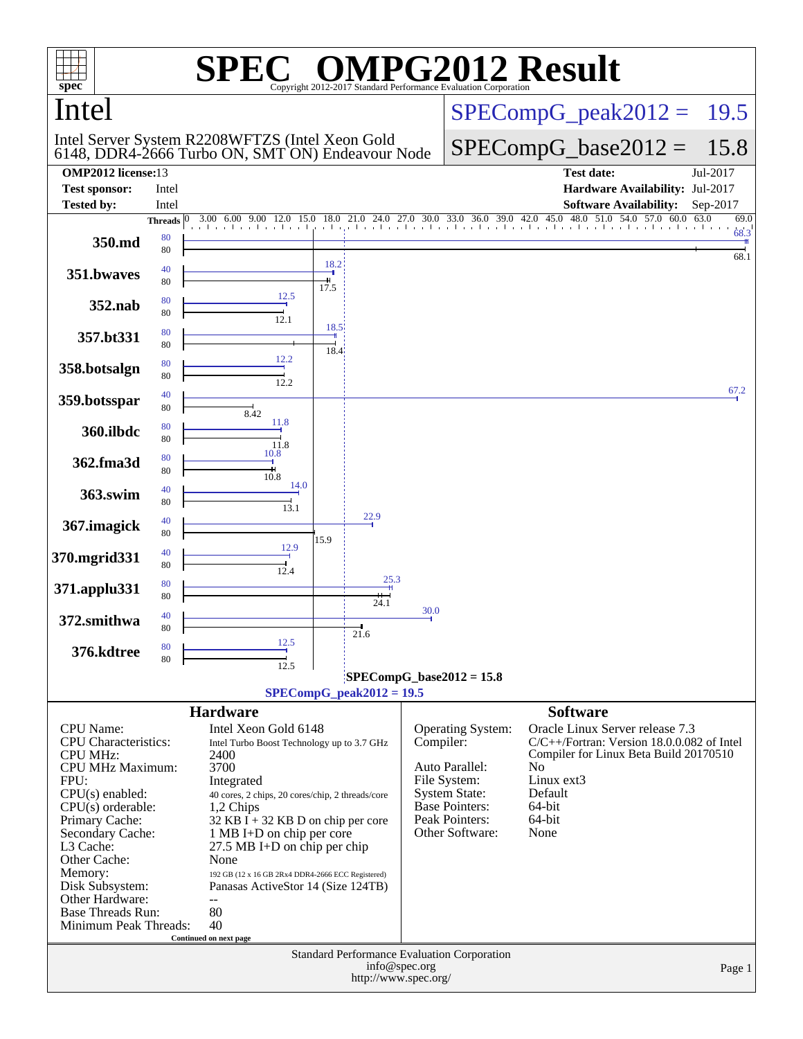# SPEC OMPG2012 Result

Copyright 2012-2017 Standard Performance Evaluation Corporation

## Intel

Intel Server System R2208WFTZS (Intel Xeon Gold 6148, DDR4-2666 Turbo ON, SMT ON) Endeavour Node

SPECompG_peak2012 = 19.5

SPECompG_base2012 = 15.8

| | | | |
|---|---|---|---|
| **OMP2012 license:** | 13 | **Test date:** | Jul-2017 |
| **Test sponsor:** | Intel | **Hardware Availability:** | Jul-2017 |
| **Tested by:** | Intel | **Software Availability:** | Sep-2017 |

| Benchmark | Peak Threads | Base Threads | Peak | Base |
|---|---|---|---|---|
| 350.md | 80 | 80 | 68.3 | 68.1 |
| 351.bwaves | 40 | 80 | 18.2 | 17.5 |
| 352.nab | 80 | 80 | 12.5 | 12.1 |
| 357.bt331 | 80 | 80 | 18.5 | 18.4 |
| 358.botsalgn | 80 | 80 | 12.2 | 12.2 |
| 359.botsspar | 40 | 80 | 67.2 | 8.42 |
| 360.ilbdc | 80 | 80 | 11.8 | 11.8 |
| 362.fma3d | 80 | 80 | 10.8 | 10.8 |
| 363.swim | 40 | 80 | 14.0 | 13.1 |
| 367.imagick | 40 | 80 | 22.9 | 15.9 |
| 370.mgrid331 | 40 | 80 | 12.9 | 12.4 |
| 371.applu331 | 80 | 80 | 25.3 | 24.1 |
| 372.smithwa | 40 | 80 | 30.0 | 21.6 |
| 376.kdtree | 80 | 80 | 12.5 | 12.5 |

SPECompG_base2012 = 15.8

SPECompG_peak2012 = 19.5

### Hardware

| | |
|---|---|
| CPU Name: | Intel Xeon Gold 6148 |
| CPU Characteristics: | Intel Turbo Boost Technology up to 3.7 GHz |
| CPU MHz: | 2400 |
| CPU MHz Maximum: | 3700 |
| FPU: | Integrated |
| CPU(s) enabled: | 40 cores, 2 chips, 20 cores/chip, 2 threads/core |
| CPU(s) orderable: | 1,2 Chips |
| Primary Cache: | 32 KB I + 32 KB D on chip per core |
| Secondary Cache: | 1 MB I+D on chip per core |
| L3 Cache: | 27.5 MB I+D on chip per chip |
| Other Cache: | None |
| Memory: | 192 GB (12 x 16 GB 2Rx4 DDR4-2666 ECC Registered) |
| Disk Subsystem: | Panasas ActiveStor 14 (Size 124TB) |
| Other Hardware: | -- |
| Base Threads Run: | 80 |
| Minimum Peak Threads: | 40 |

Continued on next page

### Software

| | |
|---|---|
| Operating System: | Oracle Linux Server release 7.3 |
| Compiler: | C/C++/Fortran: Version 18.0.0.082 of Intel Compiler for Linux Beta Build 20170510 |
| Auto Parallel: | No |
| File System: | Linux ext3 |
| System State: | Default |
| Base Pointers: | 64-bit |
| Peak Pointers: | 64-bit |
| Other Software: | None |

Standard Performance Evaluation Corporation
info@spec.org
http://www.spec.org/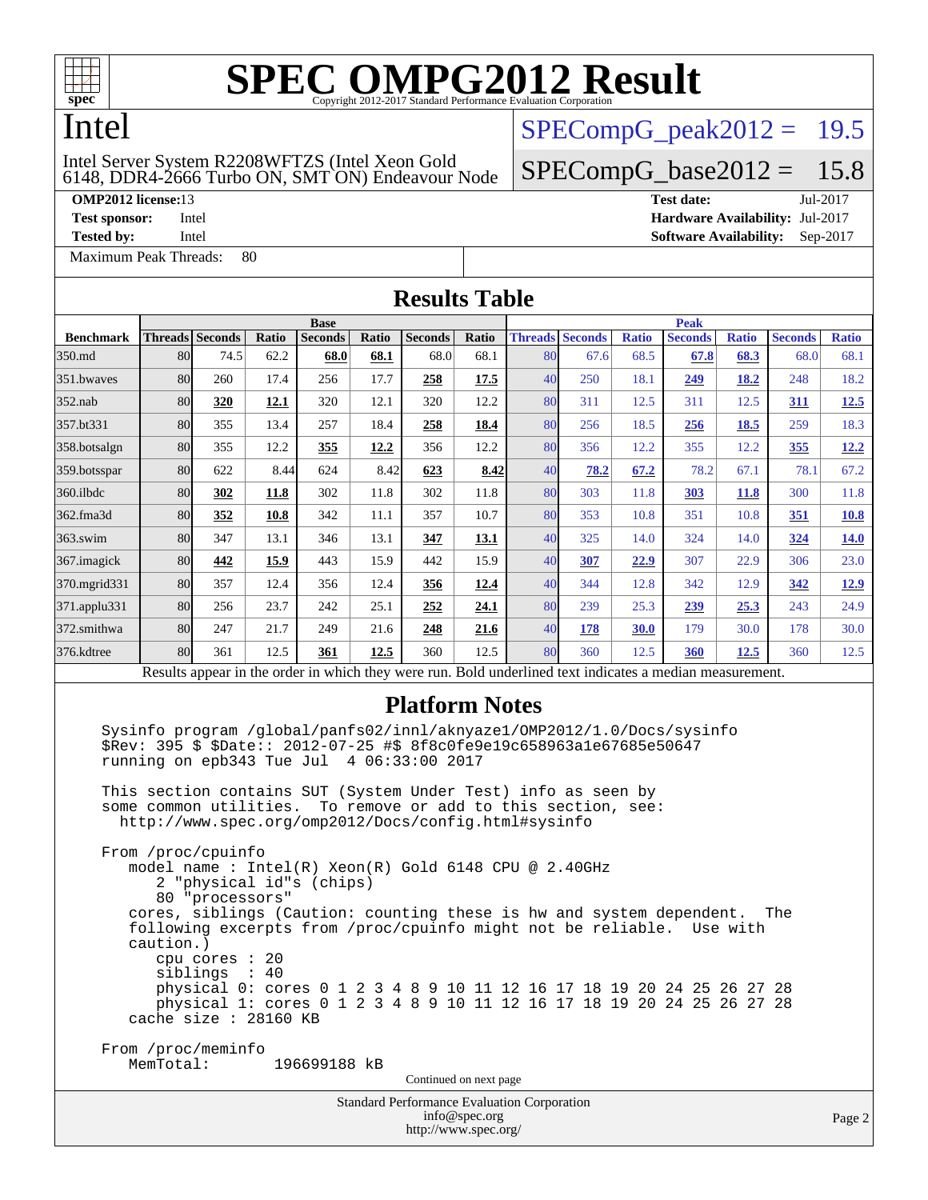# SPEC OMPG2012 Result

Copyright 2012-2017 Standard Performance Evaluation Corporation

## Intel

Intel Server System R2208WFTZS (Intel Xeon Gold 6148, DDR4-2666 Turbo ON, SMT ON) Endeavour Node

SPECompG_peak2012 = 19.5

SPECompG_base2012 = 15.8

**OMP2012 license:** 13
**Test sponsor:** Intel
**Tested by:** Intel
**Test date:** Jul-2017
**Hardware Availability:** Jul-2017
**Software Availability:** Sep-2017

Maximum Peak Threads: 80

## Results Table

| Benchmark | Base | | | | | | | Peak | | | | | | |
|---|---|---|---|---|---|---|---|---|---|---|---|---|---|---|
| | Threads | Seconds | Ratio | Seconds | Ratio | Seconds | Ratio | Threads | Seconds | Ratio | Seconds | Ratio | Seconds | Ratio |
| 350.md | 80 | 74.5 | 62.2 | **68.0** | **68.1** | 68.0 | 68.1 | 80 | 67.6 | 68.5 | **67.8** | **68.3** | 68.0 | 68.1 |
| 351.bwaves | 80 | 260 | 17.4 | 256 | 17.7 | **258** | **17.5** | 40 | 250 | 18.1 | **249** | **18.2** | 248 | 18.2 |
| 352.nab | 80 | **320** | **12.1** | 320 | 12.1 | 320 | 12.2 | 80 | 311 | 12.5 | 311 | 12.5 | **311** | **12.5** |
| 357.bt331 | 80 | 355 | 13.4 | 257 | 18.4 | **258** | **18.4** | 80 | 256 | 18.5 | **256** | **18.5** | 259 | 18.3 |
| 358.botsalgn | 80 | 355 | 12.2 | **355** | **12.2** | 356 | 12.2 | 80 | 356 | 12.2 | 355 | 12.2 | **355** | **12.2** |
| 359.botsspar | 80 | 622 | 8.44 | 624 | 8.42 | **623** | **8.42** | 40 | **78.2** | **67.2** | 78.2 | 67.1 | 78.1 | 67.2 |
| 360.ilbdc | 80 | **302** | **11.8** | 302 | 11.8 | 302 | 11.8 | 80 | 303 | 11.8 | **303** | **11.8** | 300 | 11.8 |
| 362.fma3d | 80 | **352** | **10.8** | 342 | 11.1 | 357 | 10.7 | 80 | 353 | 10.8 | 351 | 10.8 | **351** | **10.8** |
| 363.swim | 80 | 347 | 13.1 | 346 | 13.1 | **347** | **13.1** | 40 | 325 | 14.0 | 324 | 14.0 | **324** | **14.0** |
| 367.imagick | 80 | **442** | **15.9** | 443 | 15.9 | 442 | 15.9 | 40 | **307** | **22.9** | 307 | 22.9 | 306 | 23.0 |
| 370.mgrid331 | 80 | 357 | 12.4 | 356 | 12.4 | **356** | **12.4** | 40 | 344 | 12.8 | 342 | 12.9 | **342** | **12.9** |
| 371.applu331 | 80 | 256 | 23.7 | 242 | 25.1 | **252** | **24.1** | 80 | 239 | 25.3 | **239** | **25.3** | 243 | 24.9 |
| 372.smithwa | 80 | 247 | 21.7 | 249 | 21.6 | **248** | **21.6** | 40 | **178** | **30.0** | 179 | 30.0 | 178 | 30.0 |
| 376.kdtree | 80 | 361 | 12.5 | **361** | **12.5** | 360 | 12.5 | 80 | 360 | 12.5 | **360** | **12.5** | 360 | 12.5 |

Results appear in the order in which they were run. Bold underlined text indicates a median measurement.

## Platform Notes

```
Sysinfo program /global/panfs02/innl/aknyaze1/OMP2012/1.0/Docs/sysinfo
$Rev: 395 $ $Date:: 2012-07-25 #$ 8f8c0fe9e19c658963a1e67685e50647
running on epb343 Tue Jul  4 06:33:00 2017

This section contains SUT (System Under Test) info as seen by
some common utilities.  To remove or add to this section, see:
  http://www.spec.org/omp2012/Docs/config.html#sysinfo

From /proc/cpuinfo
   model name : Intel(R) Xeon(R) Gold 6148 CPU @ 2.40GHz
      2 "physical id"s (chips)
      80 "processors"
   cores, siblings (Caution: counting these is hw and system dependent.  The
   following excerpts from /proc/cpuinfo might not be reliable.  Use with
   caution.)
      cpu cores : 20
      siblings  : 40
      physical 0: cores 0 1 2 3 4 8 9 10 11 12 16 17 18 19 20 24 25 26 27 28
      physical 1: cores 0 1 2 3 4 8 9 10 11 12 16 17 18 19 20 24 25 26 27 28
   cache size : 28160 KB

From /proc/meminfo
   MemTotal:       196699188 kB
```

Continued on next page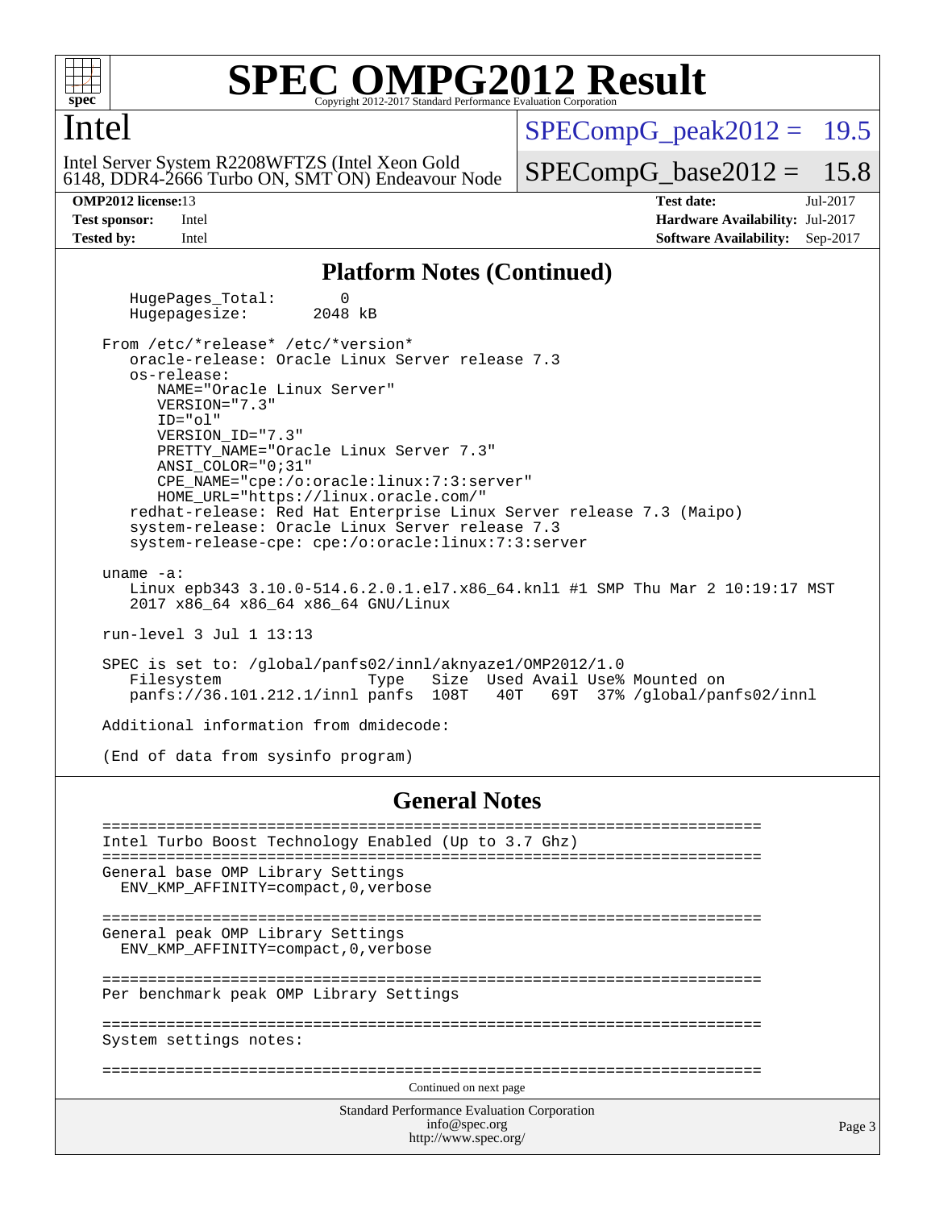# Intel

Intel Server System R2208WFTZS (Intel Xeon Gold 6148, DDR4-2666 Turbo ON, SMT ON) Endeavour Node

SPECompG_peak2012 = 19.5

SPECompG_base2012 = 15.8

**OMP2012 license:** 13 **Test date:** Jul-2017
**Test sponsor:** Intel **Hardware Availability:** Jul-2017
**Tested by:** Intel **Software Availability:** Sep-2017

## Platform Notes (Continued)

```
   HugePages_Total:       0
   Hugepagesize:       2048 kB

From /etc/*release* /etc/*version*
   oracle-release: Oracle Linux Server release 7.3
   os-release:
      NAME="Oracle Linux Server"
      VERSION="7.3"
      ID="ol"
      VERSION_ID="7.3"
      PRETTY_NAME="Oracle Linux Server 7.3"
      ANSI_COLOR="0;31"
      CPE_NAME="cpe:/o:oracle:linux:7:3:server"
      HOME_URL="https://linux.oracle.com/"
   redhat-release: Red Hat Enterprise Linux Server release 7.3 (Maipo)
   system-release: Oracle Linux Server release 7.3
   system-release-cpe: cpe:/o:oracle:linux:7:3:server

uname -a:
   Linux epb343 3.10.0-514.6.2.0.1.el7.x86_64.knl1 #1 SMP Thu Mar 2 10:19:17 MST
   2017 x86_64 x86_64 x86_64 GNU/Linux

run-level 3 Jul 1 13:13

SPEC is set to: /global/panfs02/innl/aknyaze1/OMP2012/1.0
   Filesystem              Type   Size  Used Avail Use% Mounted on
   panfs://36.101.212.1/innl panfs  108T   40T   69T  37% /global/panfs02/innl

Additional information from dmidecode:

(End of data from sysinfo program)
```

## General Notes

```
========================================================================
Intel Turbo Boost Technology Enabled (Up to 3.7 Ghz)
========================================================================
General base OMP Library Settings
  ENV_KMP_AFFINITY=compact,0,verbose

========================================================================
General peak OMP Library Settings
  ENV_KMP_AFFINITY=compact,0,verbose

========================================================================
Per benchmark peak OMP Library Settings

========================================================================
System settings notes:

========================================================================
```

Continued on next page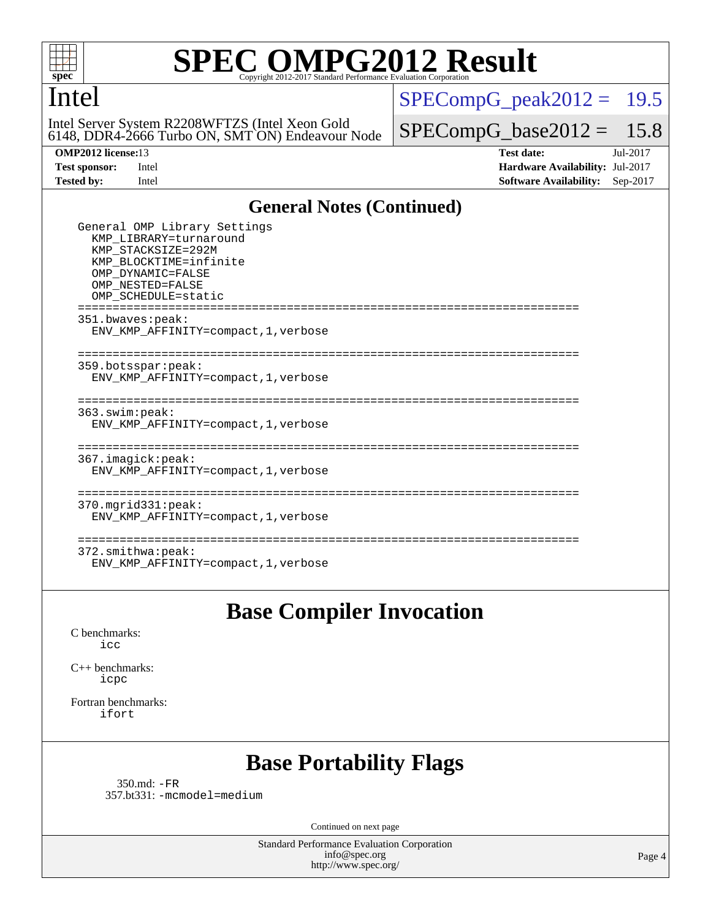# Intel

Intel Server System R2208WFTZS (Intel Xeon Gold 6148, DDR4-2666 Turbo ON, SMT ON) Endeavour Node

SPECompG_peak2012 = 19.5

SPECompG_base2012 = 15.8

**OMP2012 license:** 13
**Test sponsor:** Intel
**Tested by:** Intel

**Test date:** Jul-2017
**Hardware Availability:** Jul-2017
**Software Availability:** Sep-2017

## General Notes (Continued)

```
General OMP Library Settings
  KMP_LIBRARY=turnaround
  KMP_STACKSIZE=292M
  KMP_BLOCKTIME=infinite
  OMP_DYNAMIC=FALSE
  OMP_NESTED=FALSE
  OMP_SCHEDULE=static
========================================================================
351.bwaves:peak:
  ENV_KMP_AFFINITY=compact,1,verbose

========================================================================
359.botsspar:peak:
  ENV_KMP_AFFINITY=compact,1,verbose

========================================================================
363.swim:peak:
  ENV_KMP_AFFINITY=compact,1,verbose

========================================================================
367.imagick:peak:
  ENV_KMP_AFFINITY=compact,1,verbose

========================================================================
370.mgrid331:peak:
  ENV_KMP_AFFINITY=compact,1,verbose

========================================================================
372.smithwa:peak:
  ENV_KMP_AFFINITY=compact,1,verbose
```

## Base Compiler Invocation

C benchmarks:
    icc

C++ benchmarks:
    icpc

Fortran benchmarks:
    ifort

## Base Portability Flags

350.md: -FR
357.bt331: -mcmodel=medium

Continued on next page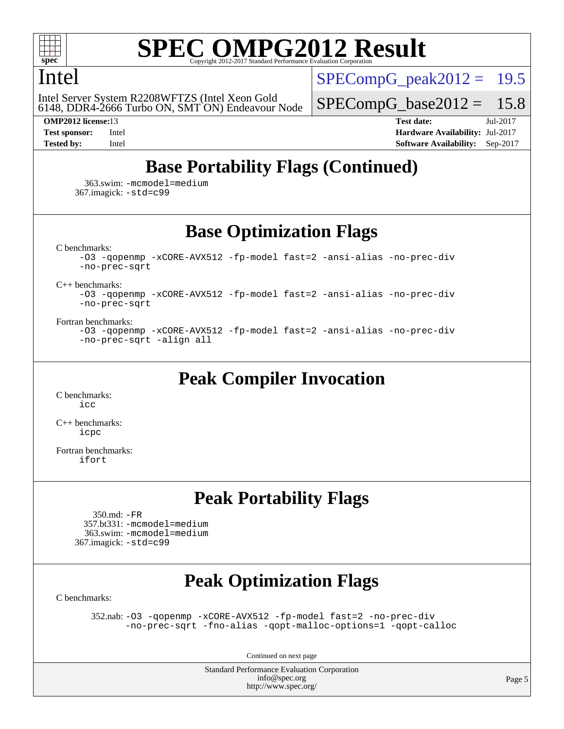# SPEC OMPG2012 Result

Copyright 2012-2017 Standard Performance Evaluation Corporation

## Intel

Intel Server System R2208WFTZS (Intel Xeon Gold 6148, DDR4-2666 Turbo ON, SMT ON) Endeavour Node

SPECompG_peak2012 = 19.5

SPECompG_base2012 = 15.8

| | | | |
|---|---|---|---|
| **OMP2012 license:** | 13 | **Test date:** | Jul-2017 |
| **Test sponsor:** | Intel | **Hardware Availability:** | Jul-2017 |
| **Tested by:** | Intel | **Software Availability:** | Sep-2017 |

## Base Portability Flags (Continued)

363.swim: -mcmodel=medium
367.imagick: -std=c99

## Base Optimization Flags

C benchmarks:
-O3 -qopenmp -xCORE-AVX512 -fp-model fast=2 -ansi-alias -no-prec-div -no-prec-sqrt

C++ benchmarks:
-O3 -qopenmp -xCORE-AVX512 -fp-model fast=2 -ansi-alias -no-prec-div -no-prec-sqrt

Fortran benchmarks:
-O3 -qopenmp -xCORE-AVX512 -fp-model fast=2 -ansi-alias -no-prec-div -no-prec-sqrt -align all

## Peak Compiler Invocation

C benchmarks:
icc

C++ benchmarks:
icpc

Fortran benchmarks:
ifort

## Peak Portability Flags

350.md: -FR
357.bt331: -mcmodel=medium
363.swim: -mcmodel=medium
367.imagick: -std=c99

## Peak Optimization Flags

C benchmarks:

352.nab: -O3 -qopenmp -xCORE-AVX512 -fp-model fast=2 -no-prec-div -no-prec-sqrt -fno-alias -qopt-malloc-options=1 -qopt-calloc

Continued on next page

Standard Performance Evaluation Corporation
info@spec.org
http://www.spec.org/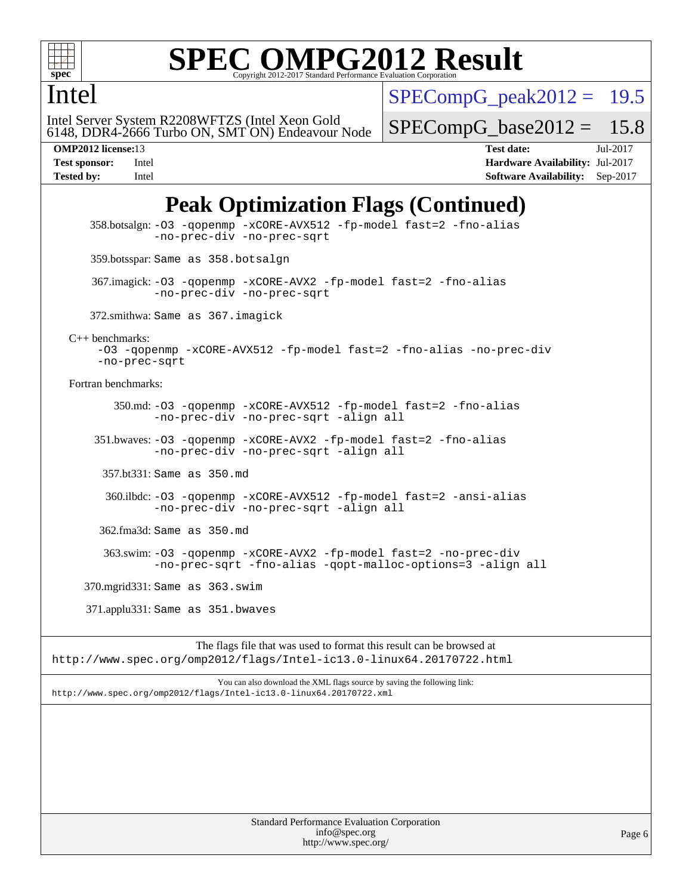# SPEC OMPG2012 Result

Copyright 2012-2017 Standard Performance Evaluation Corporation

## Intel

Intel Server System R2208WFTZS (Intel Xeon Gold 6148, DDR4-2666 Turbo ON, SMT ON) Endeavour Node

SPECompG_peak2012 = 19.5

SPECompG_base2012 = 15.8

**OMP2012 license:** 13 | **Test date:** Jul-2017
**Test sponsor:** Intel | **Hardware Availability:** Jul-2017
**Tested by:** Intel | **Software Availability:** Sep-2017

## Peak Optimization Flags (Continued)

358.botsalgn: -O3 -qopenmp -xCORE-AVX512 -fp-model fast=2 -fno-alias -no-prec-div -no-prec-sqrt

359.botsspar: Same as 358.botsalgn

367.imagick: -O3 -qopenmp -xCORE-AVX2 -fp-model fast=2 -fno-alias -no-prec-div -no-prec-sqrt

372.smithwa: Same as 367.imagick

C++ benchmarks:

-O3 -qopenmp -xCORE-AVX512 -fp-model fast=2 -fno-alias -no-prec-div -no-prec-sqrt

Fortran benchmarks:

350.md: -O3 -qopenmp -xCORE-AVX512 -fp-model fast=2 -fno-alias -no-prec-div -no-prec-sqrt -align all

351.bwaves: -O3 -qopenmp -xCORE-AVX2 -fp-model fast=2 -fno-alias -no-prec-div -no-prec-sqrt -align all

357.bt331: Same as 350.md

360.ilbdc: -O3 -qopenmp -xCORE-AVX512 -fp-model fast=2 -ansi-alias -no-prec-div -no-prec-sqrt -align all

362.fma3d: Same as 350.md

363.swim: -O3 -qopenmp -xCORE-AVX2 -fp-model fast=2 -no-prec-div -no-prec-sqrt -fno-alias -qopt-malloc-options=3 -align all

370.mgrid331: Same as 363.swim

371.applu331: Same as 351.bwaves

The flags file that was used to format this result can be browsed at
http://www.spec.org/omp2012/flags/Intel-ic13.0-linux64.20170722.html

You can also download the XML flags source by saving the following link:
http://www.spec.org/omp2012/flags/Intel-ic13.0-linux64.20170722.xml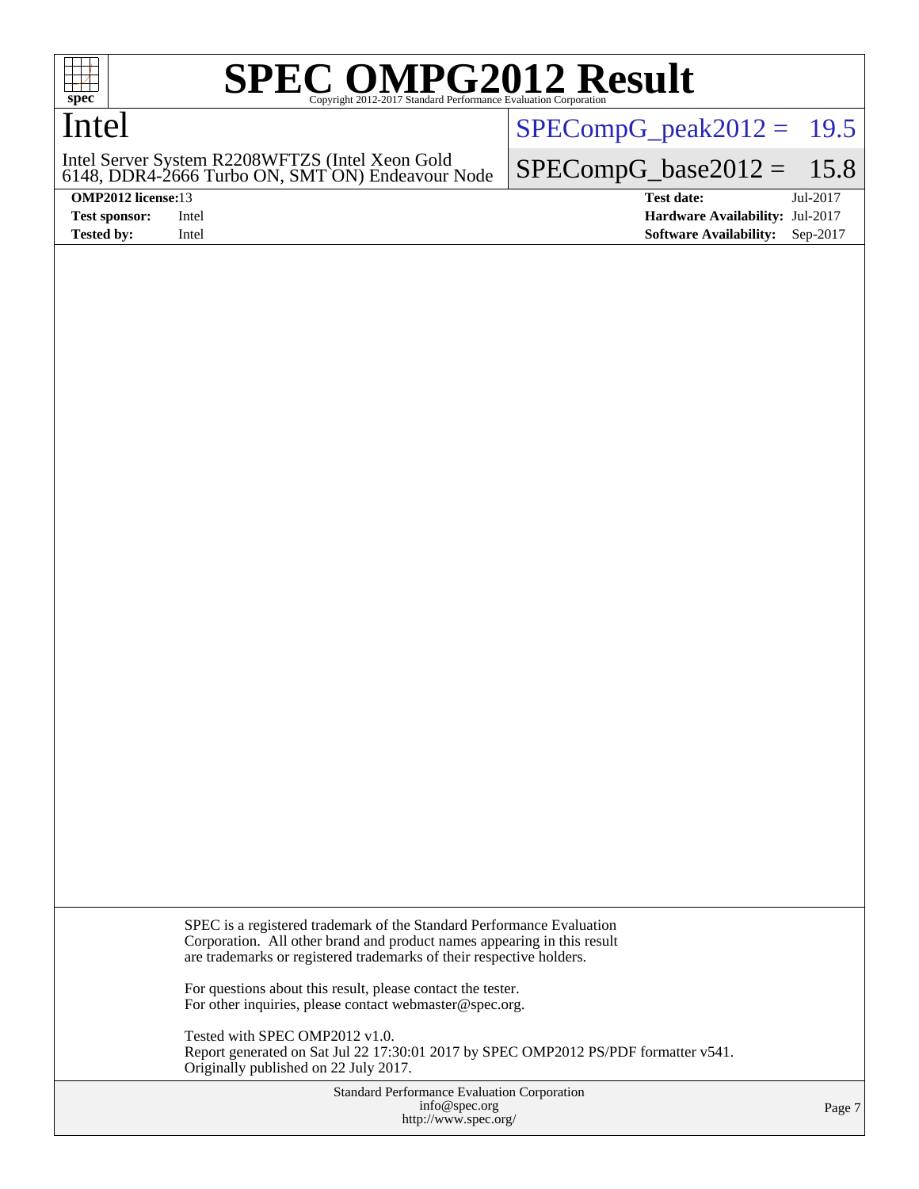# SPEC OMPG2012 Result

Copyright 2012-2017 Standard Performance Evaluation Corporation

## Intel

Intel Server System R2208WFTZS (Intel Xeon Gold 6148, DDR4-2666 Turbo ON, SMT ON) Endeavour Node

SPECompG_peak2012 = 19.5

SPECompG_base2012 = 15.8

| | | | |
|---|---|---|---|
| **OMP2012 license:** | 13 | **Test date:** | Jul-2017 |
| **Test sponsor:** | Intel | **Hardware Availability:** | Jul-2017 |
| **Tested by:** | Intel | **Software Availability:** | Sep-2017 |

SPEC is a registered trademark of the Standard Performance Evaluation Corporation. All other brand and product names appearing in this result are trademarks or registered trademarks of their respective holders.

For questions about this result, please contact the tester.
For other inquiries, please contact webmaster@spec.org.

Tested with SPEC OMP2012 v1.0.
Report generated on Sat Jul 22 17:30:01 2017 by SPEC OMP2012 PS/PDF formatter v541.
Originally published on 22 July 2017.

Standard Performance Evaluation Corporation
info@spec.org
http://www.spec.org/